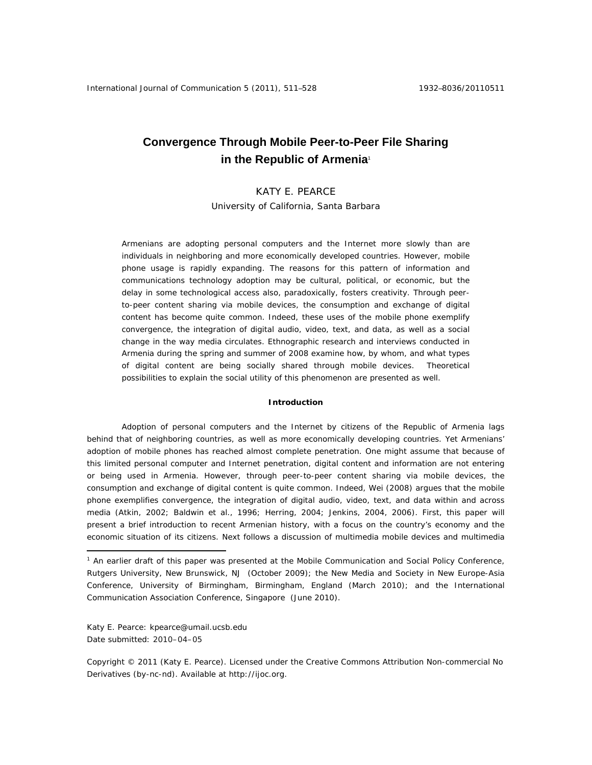# Convergence Through Mobile Peer-to-Peer File Sharing in the Republic of Armenia[1]

KATY E. PEARCE
University of California, Santa Barbara

Armenians are adopting personal computers and the Internet more slowly than are individuals in neighboring and more economically developed countries. However, mobile phone usage is rapidly expanding. The reasons for this pattern of information and communications technology adoption may be cultural, political, or economic, but the delay in some technological access also, paradoxically, fosters creativity. Through peer-to-peer content sharing via mobile devices, the consumption and exchange of digital content has become quite common. Indeed, these uses of the mobile phone exemplify convergence, the integration of digital audio, video, text, and data, as well as a social change in the way media circulates. Ethnographic research and interviews conducted in Armenia during the spring and summer of 2008 examine how, by whom, and what types of digital content are being socially shared through mobile devices. Theoretical possibilities to explain the social utility of this phenomenon are presented as well.

## Introduction

Adoption of personal computers and the Internet by citizens of the Republic of Armenia lags behind that of neighboring countries, as well as more economically developing countries. Yet Armenians' adoption of mobile phones has reached almost complete penetration. One might assume that because of this limited personal computer and Internet penetration, digital content and information are not entering or being used in Armenia. However, through peer-to-peer content sharing via mobile devices, the consumption and exchange of digital content is quite common. Indeed, Wei (2008) argues that the mobile phone exemplifies convergence, the integration of digital audio, video, text, and data within and across media (Atkin, 2002; Baldwin et al., 1996; Herring, 2004; Jenkins, 2004, 2006). First, this paper will present a brief introduction to recent Armenian history, with a focus on the country's economy and the economic situation of its citizens. Next follows a discussion of multimedia mobile devices and multimedia

[1] An earlier draft of this paper was presented at the Mobile Communication and Social Policy Conference, Rutgers University, New Brunswick, NJ (October 2009); the New Media and Society in New Europe-Asia Conference, University of Birmingham, Birmingham, England (March 2010); and the International Communication Association Conference, Singapore (June 2010).

Katy E. Pearce: kpearce@umail.ucsb.edu
Date submitted: 2010–04–05

Copyright © 2011 (Katy E. Pearce). Licensed under the Creative Commons Attribution Non-commercial No Derivatives (by-nc-nd). Available at http://ijoc.org.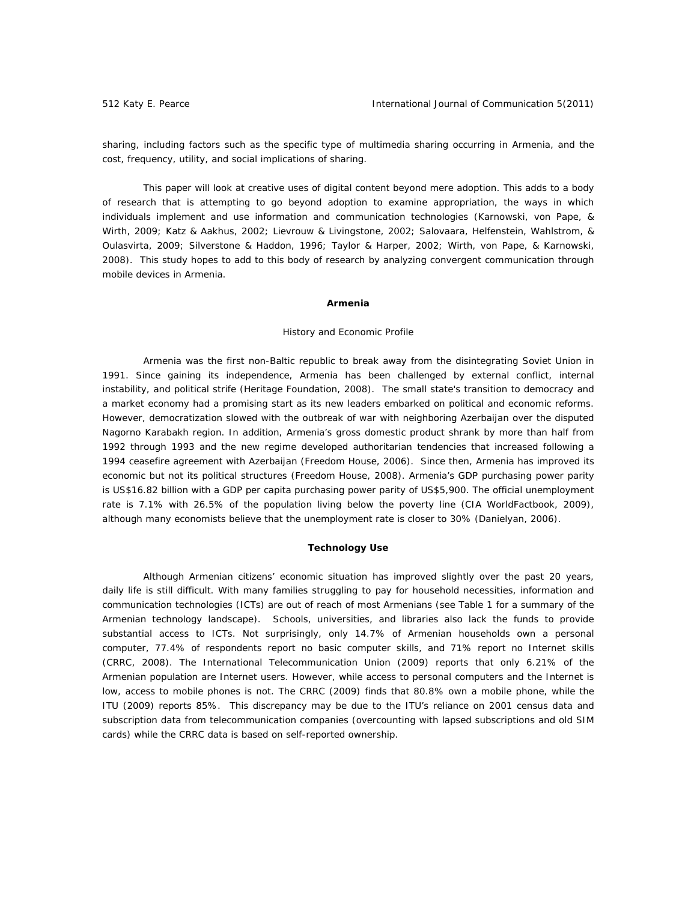sharing, including factors such as the specific type of multimedia sharing occurring in Armenia, and the cost, frequency, utility, and social implications of sharing.

This paper will look at creative uses of digital content beyond mere adoption. This adds to a body of research that is attempting to go beyond adoption to examine appropriation, the ways in which individuals implement and use information and communication technologies (Karnowski, von Pape, & Wirth, 2009; Katz & Aakhus, 2002; Lievrouw & Livingstone, 2002; Salovaara, Helfenstein, Wahlstrom, & Oulasvirta, 2009; Silverstone & Haddon, 1996; Taylor & Harper, 2002; Wirth, von Pape, & Karnowski, 2008). This study hopes to add to this body of research by analyzing convergent communication through mobile devices in Armenia.

## Armenia

### History and Economic Profile

Armenia was the first non-Baltic republic to break away from the disintegrating Soviet Union in 1991. Since gaining its independence, Armenia has been challenged by external conflict, internal instability, and political strife (Heritage Foundation, 2008). The small state's transition to democracy and a market economy had a promising start as its new leaders embarked on political and economic reforms. However, democratization slowed with the outbreak of war with neighboring Azerbaijan over the disputed Nagorno Karabakh region. In addition, Armenia's gross domestic product shrank by more than half from 1992 through 1993 and the new regime developed authoritarian tendencies that increased following a 1994 ceasefire agreement with Azerbaijan (Freedom House, 2006). Since then, Armenia has improved its economic but not its political structures (Freedom House, 2008). Armenia's GDP purchasing power parity is US$16.82 billion with a GDP per capita purchasing power parity of US$5,900. The official unemployment rate is 7.1% with 26.5% of the population living below the poverty line (CIA WorldFactbook, 2009), although many economists believe that the unemployment rate is closer to 30% (Danielyan, 2006).

## Technology Use

Although Armenian citizens' economic situation has improved slightly over the past 20 years, daily life is still difficult. With many families struggling to pay for household necessities, information and communication technologies (ICTs) are out of reach of most Armenians (see Table 1 for a summary of the Armenian technology landscape). Schools, universities, and libraries also lack the funds to provide substantial access to ICTs. Not surprisingly, only 14.7% of Armenian households own a personal computer, 77.4% of respondents report no basic computer skills, and 71% report no Internet skills (CRRC, 2008). The International Telecommunication Union (2009) reports that only 6.21% of the Armenian population are Internet users. However, while access to personal computers and the Internet is low, access to mobile phones is not. The CRRC (2009) finds that 80.8% own a mobile phone, while the ITU (2009) reports 85%. This discrepancy may be due to the ITU's reliance on 2001 census data and subscription data from telecommunication companies (overcounting with lapsed subscriptions and old SIM cards) while the CRRC data is based on self-reported ownership.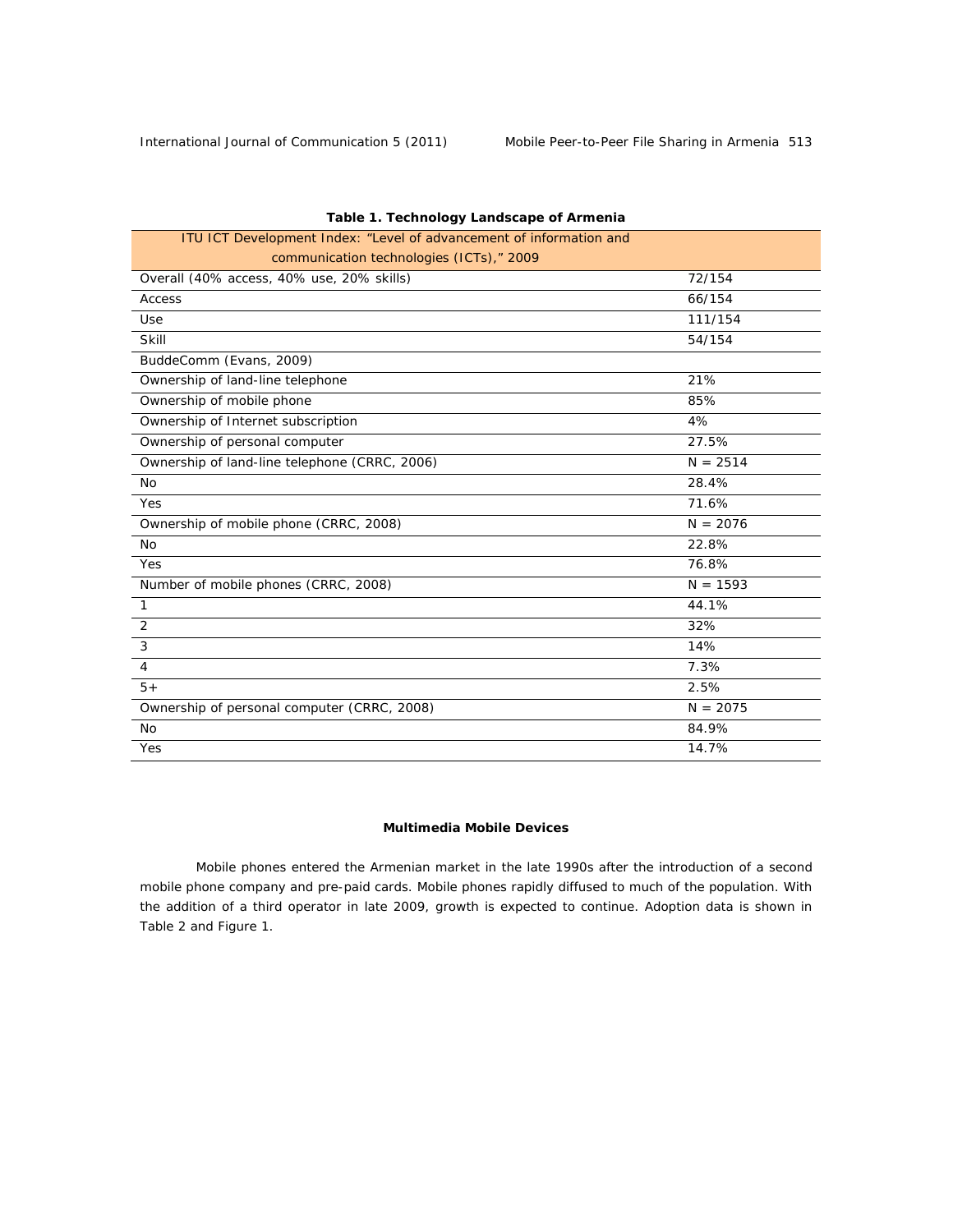**Table 1. Technology Landscape of Armenia**

| ITU ICT Development Index: "Level of advancement of information and communication technologies (ICTs)," 2009 | |
|---|---|
| Overall (40% access, 40% use, 20% skills) | 72/154 |
| Access | 66/154 |
| Use | 111/154 |
| Skill | 54/154 |
| BuddeComm (Evans, 2009) | |
| Ownership of land-line telephone | 21% |
| Ownership of mobile phone | 85% |
| Ownership of Internet subscription | 4% |
| Ownership of personal computer | 27.5% |
| Ownership of land-line telephone (CRRC, 2006) | N = 2514 |
| No | 28.4% |
| Yes | 71.6% |
| Ownership of mobile phone (CRRC, 2008) | N = 2076 |
| No | 22.8% |
| Yes | 76.8% |
| Number of mobile phones (CRRC, 2008) | N = 1593 |
| 1 | 44.1% |
| 2 | 32% |
| 3 | 14% |
| 4 | 7.3% |
| 5+ | 2.5% |
| Ownership of personal computer (CRRC, 2008) | N = 2075 |
| No | 84.9% |
| Yes | 14.7% |

### Multimedia Mobile Devices

Mobile phones entered the Armenian market in the late 1990s after the introduction of a second mobile phone company and pre-paid cards. Mobile phones rapidly diffused to much of the population. With the addition of a third operator in late 2009, growth is expected to continue. Adoption data is shown in Table 2 and Figure 1.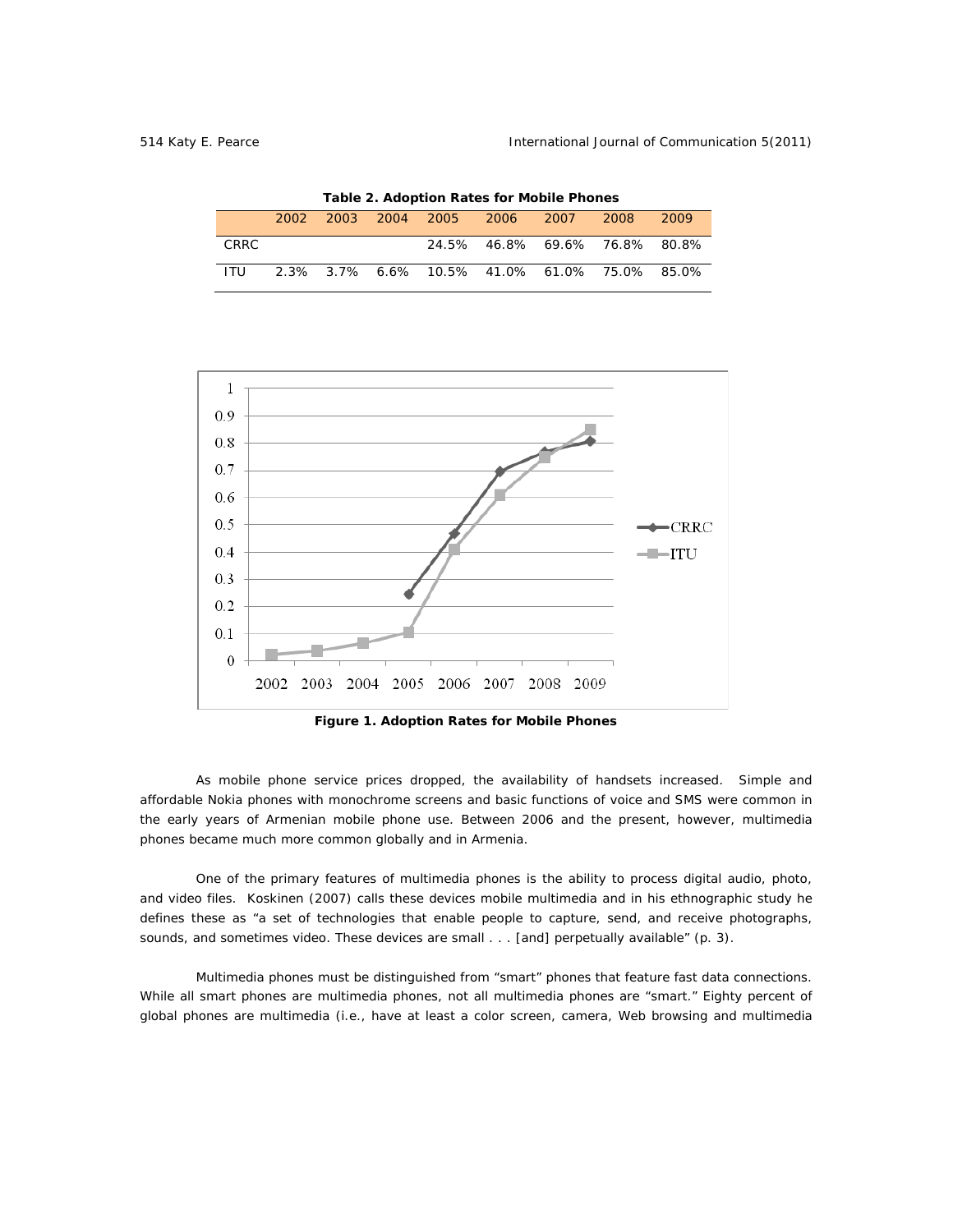**Table 2. Adoption Rates for Mobile Phones**

| | 2002 | 2003 | 2004 | 2005 | 2006 | 2007 | 2008 | 2009 |
|---|---|---|---|---|---|---|---|---|
| CRRC | | | | 24.5% | 46.8% | 69.6% | 76.8% | 80.8% |
| ITU | 2.3% | 3.7% | 6.6% | 10.5% | 41.0% | 61.0% | 75.0% | 85.0% |

**Figure 1. Adoption Rates for Mobile Phones**

As mobile phone service prices dropped, the availability of handsets increased. Simple and affordable Nokia phones with monochrome screens and basic functions of voice and SMS were common in the early years of Armenian mobile phone use. Between 2006 and the present, however, multimedia phones became much more common globally and in Armenia.

One of the primary features of multimedia phones is the ability to process digital audio, photo, and video files. Koskinen (2007) calls these devices mobile multimedia and in his ethnographic study he defines these as "a set of technologies that enable people to capture, send, and receive photographs, sounds, and sometimes video. These devices are small . . . [and] perpetually available" (p. 3).

Multimedia phones must be distinguished from "smart" phones that feature fast data connections. While all smart phones are multimedia phones, not all multimedia phones are "smart." Eighty percent of global phones are multimedia (i.e., have at least a color screen, camera, Web browsing and multimedia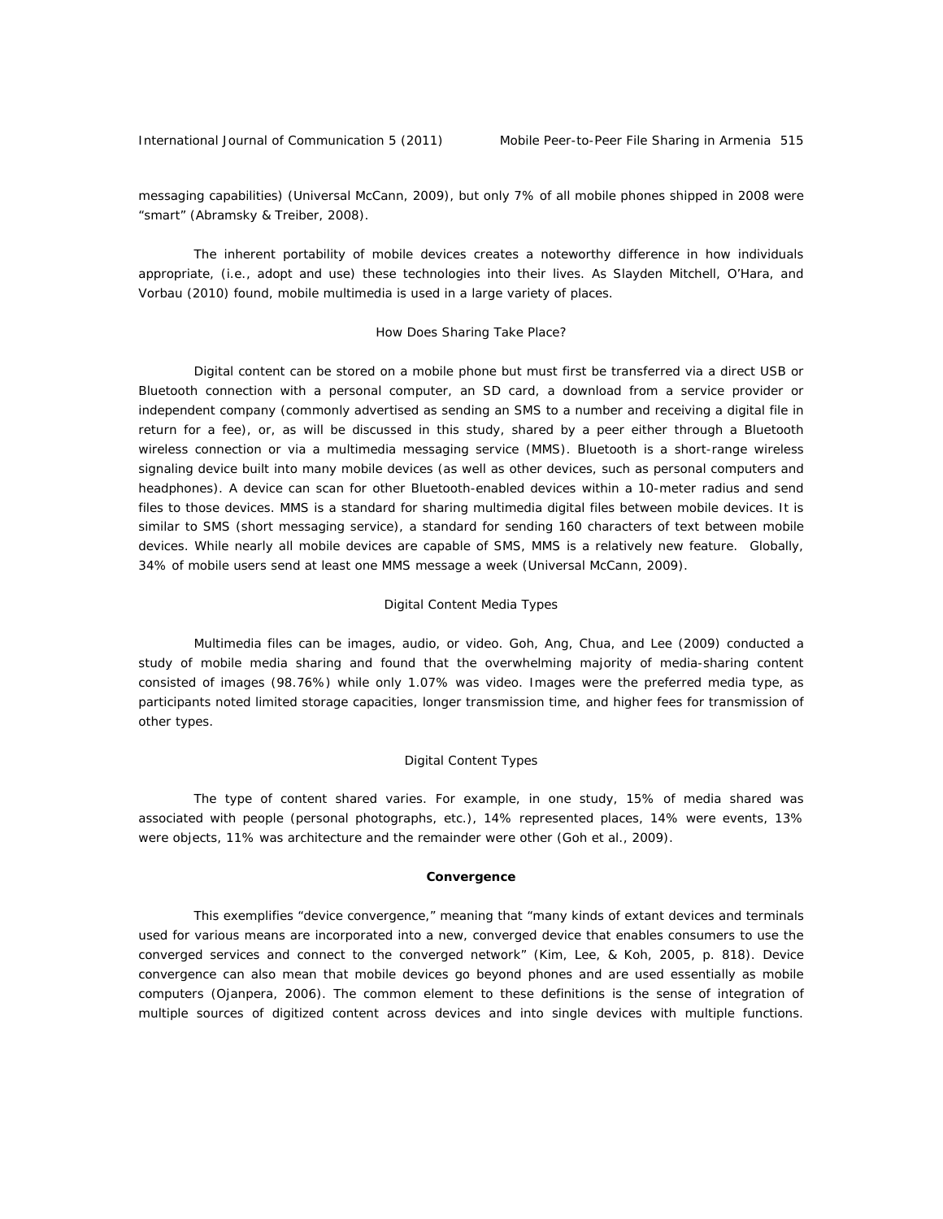messaging capabilities) (Universal McCann, 2009), but only 7% of all mobile phones shipped in 2008 were "smart" (Abramsky & Treiber, 2008).

The inherent portability of mobile devices creates a noteworthy difference in how individuals appropriate, (i.e., adopt and use) these technologies into their lives. As Slayden Mitchell, O'Hara, and Vorbau (2010) found, mobile multimedia is used in a large variety of places.

### How Does Sharing Take Place?

Digital content can be stored on a mobile phone but must first be transferred via a direct USB or Bluetooth connection with a personal computer, an SD card, a download from a service provider or independent company (commonly advertised as sending an SMS to a number and receiving a digital file in return for a fee), or, as will be discussed in this study, shared by a peer either through a Bluetooth wireless connection or via a multimedia messaging service (MMS). Bluetooth is a short-range wireless signaling device built into many mobile devices (as well as other devices, such as personal computers and headphones). A device can scan for other Bluetooth-enabled devices within a 10-meter radius and send files to those devices. MMS is a standard for sharing multimedia digital files between mobile devices. It is similar to SMS (short messaging service), a standard for sending 160 characters of text between mobile devices. While nearly all mobile devices are capable of SMS, MMS is a relatively new feature. Globally, 34% of mobile users send at least one MMS message a week (Universal McCann, 2009).

### Digital Content Media Types

Multimedia files can be images, audio, or video. Goh, Ang, Chua, and Lee (2009) conducted a study of mobile media sharing and found that the overwhelming majority of media-sharing content consisted of images (98.76%) while only 1.07% was video. Images were the preferred media type, as participants noted limited storage capacities, longer transmission time, and higher fees for transmission of other types.

### Digital Content Types

The type of content shared varies. For example, in one study, 15% of media shared was associated with people (personal photographs, etc.), 14% represented places, 14% were events, 13% were objects, 11% was architecture and the remainder were other (Goh et al., 2009).

## Convergence

This exemplifies "device convergence," meaning that "many kinds of extant devices and terminals used for various means are incorporated into a new, converged device that enables consumers to use the converged services and connect to the converged network" (Kim, Lee, & Koh, 2005, p. 818). Device convergence can also mean that mobile devices go beyond phones and are used essentially as mobile computers (Ojanpera, 2006). The common element to these definitions is the sense of integration of multiple sources of digitized content across devices and into single devices with multiple functions.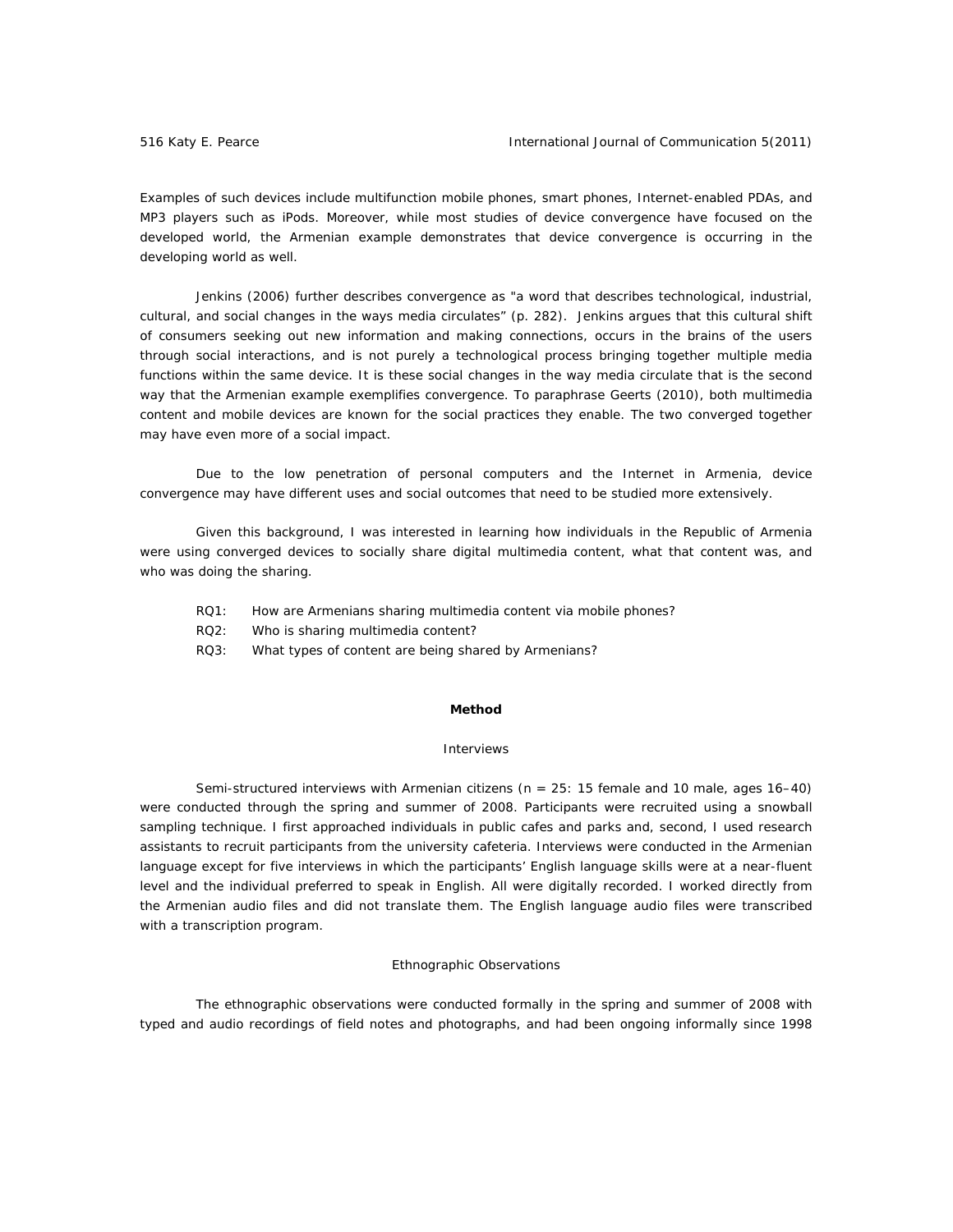Examples of such devices include multifunction mobile phones, smart phones, Internet-enabled PDAs, and MP3 players such as iPods. Moreover, while most studies of device convergence have focused on the developed world, the Armenian example demonstrates that device convergence is occurring in the developing world as well.

Jenkins (2006) further describes convergence as "a word that describes technological, industrial, cultural, and social changes in the ways media circulates" (p. 282). Jenkins argues that this cultural shift of consumers seeking out new information and making connections, occurs in the brains of the users through social interactions, and is not purely a technological process bringing together multiple media functions within the same device. It is these social changes in the way media circulate that is the second way that the Armenian example exemplifies convergence. To paraphrase Geerts (2010), both multimedia content and mobile devices are known for the social practices they enable. The two converged together may have even more of a social impact.

Due to the low penetration of personal computers and the Internet in Armenia, device convergence may have different uses and social outcomes that need to be studied more extensively.

Given this background, I was interested in learning how individuals in the Republic of Armenia were using converged devices to socially share digital multimedia content, what that content was, and who was doing the sharing.

- RQ1: How are Armenians sharing multimedia content via mobile phones?
- RQ2: Who is sharing multimedia content?
- RQ3: What types of content are being shared by Armenians?

## Method

### Interviews

Semi-structured interviews with Armenian citizens (*n* = 25: 15 female and 10 male, ages 16–40) were conducted through the spring and summer of 2008. Participants were recruited using a snowball sampling technique. I first approached individuals in public cafes and parks and, second, I used research assistants to recruit participants from the university cafeteria. Interviews were conducted in the Armenian language except for five interviews in which the participants' English language skills were at a near-fluent level and the individual preferred to speak in English. All were digitally recorded. I worked directly from the Armenian audio files and did not translate them. The English language audio files were transcribed with a transcription program.

### Ethnographic Observations

The ethnographic observations were conducted formally in the spring and summer of 2008 with typed and audio recordings of field notes and photographs, and had been ongoing informally since 1998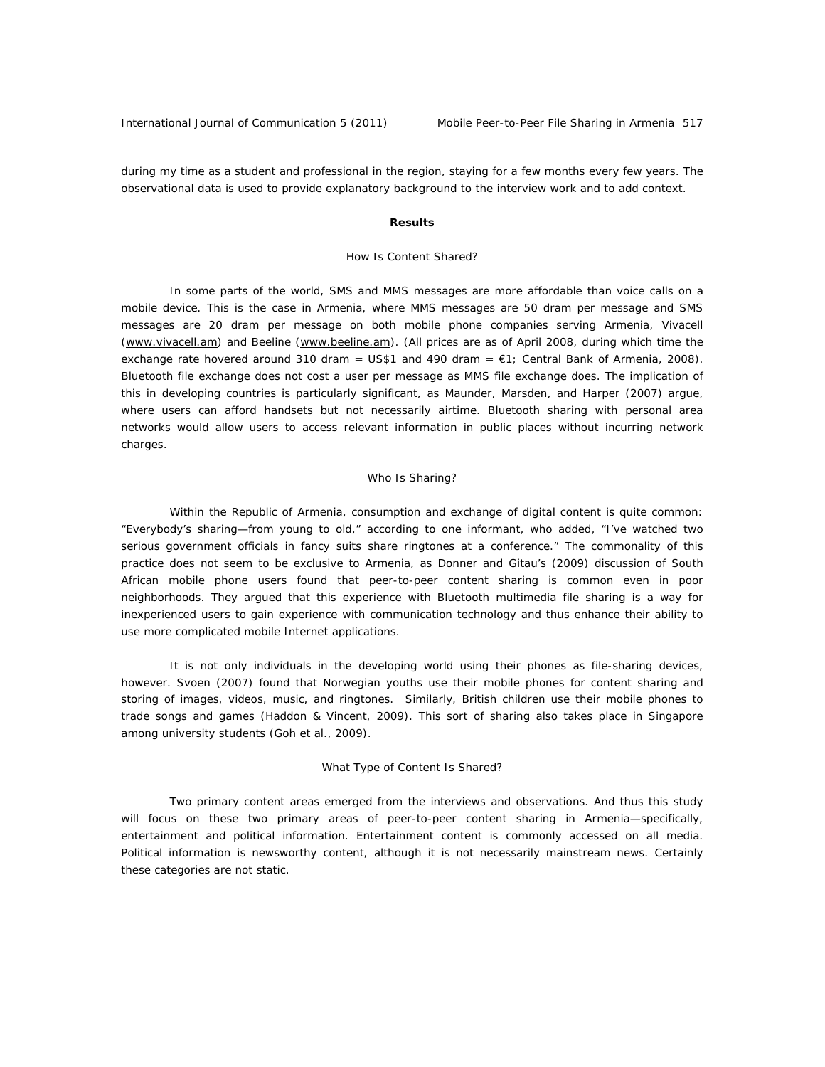during my time as a student and professional in the region, staying for a few months every few years. The observational data is used to provide explanatory background to the interview work and to add context.

## Results

### How Is Content Shared?

In some parts of the world, SMS and MMS messages are more affordable than voice calls on a mobile device. This is the case in Armenia, where MMS messages are 50 dram per message and SMS messages are 20 dram per message on both mobile phone companies serving Armenia, Vivacell (www.vivacell.am) and Beeline (www.beeline.am). (All prices are as of April 2008, during which time the exchange rate hovered around 310 dram = US$1 and 490 dram = €1; Central Bank of Armenia, 2008). Bluetooth file exchange does not cost a user per message as MMS file exchange does. The implication of this in developing countries is particularly significant, as Maunder, Marsden, and Harper (2007) argue, where users can afford handsets but not necessarily airtime. Bluetooth sharing with personal area networks would allow users to access relevant information in public places without incurring network charges.

### Who Is Sharing?

Within the Republic of Armenia, consumption and exchange of digital content is quite common: "Everybody's sharing—from young to old," according to one informant, who added, "I've watched two serious government officials in fancy suits share ringtones at a conference." The commonality of this practice does not seem to be exclusive to Armenia, as Donner and Gitau's (2009) discussion of South African mobile phone users found that peer-to-peer content sharing is common even in poor neighborhoods. They argued that this experience with Bluetooth multimedia file sharing is a way for inexperienced users to gain experience with communication technology and thus enhance their ability to use more complicated mobile Internet applications.

It is not only individuals in the developing world using their phones as file-sharing devices, however. Svoen (2007) found that Norwegian youths use their mobile phones for content sharing and storing of images, videos, music, and ringtones. Similarly, British children use their mobile phones to trade songs and games (Haddon & Vincent, 2009). This sort of sharing also takes place in Singapore among university students (Goh et al., 2009).

### What Type of Content Is Shared?

Two primary content areas emerged from the interviews and observations. And thus this study will focus on these two primary areas of peer-to-peer content sharing in Armenia—specifically, entertainment and political information. Entertainment content is commonly accessed on all media. Political information is newsworthy content, although it is not necessarily mainstream news. Certainly these categories are not static.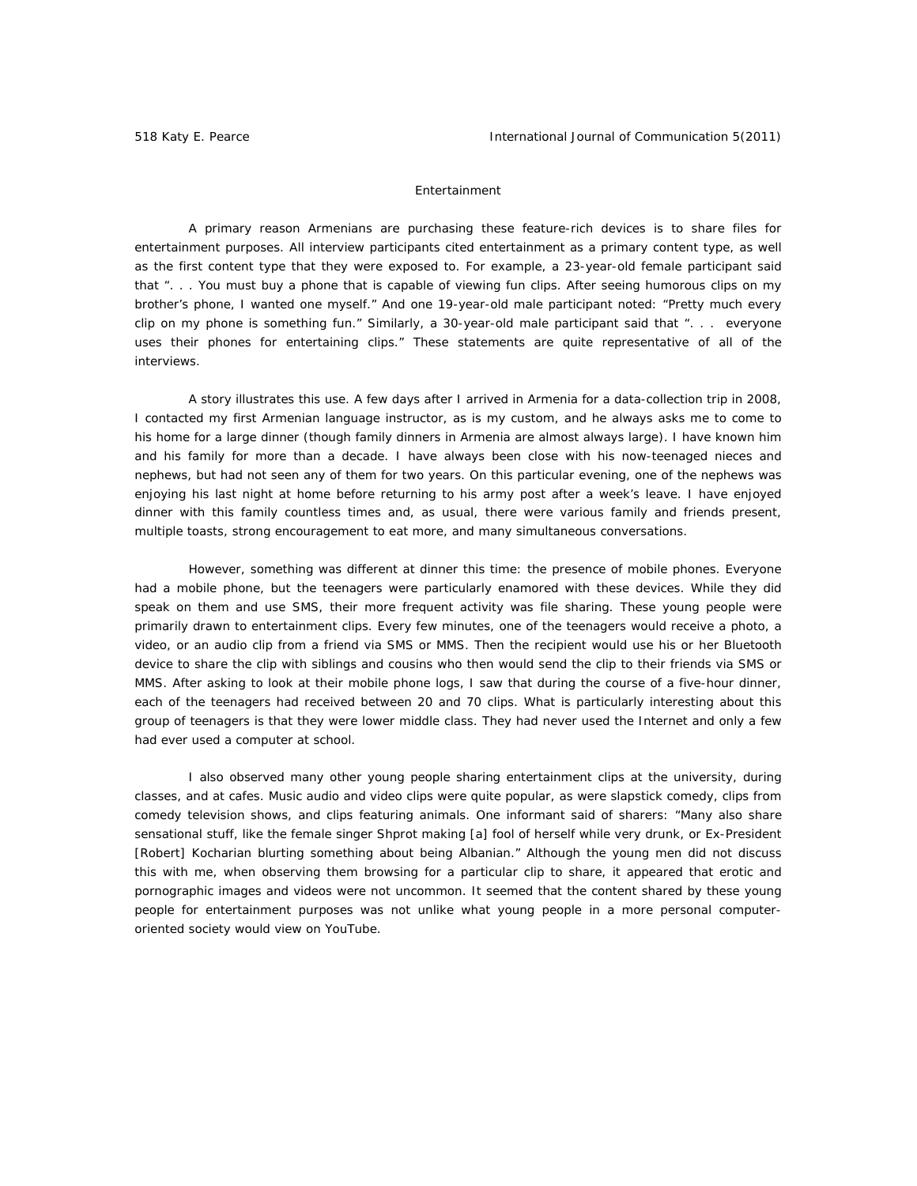## Entertainment

A primary reason Armenians are purchasing these feature-rich devices is to share files for entertainment purposes. All interview participants cited entertainment as a primary content type, as well as the first content type that they were exposed to. For example, a 23-year-old female participant said that ". . . You must buy a phone that is capable of viewing fun clips. After seeing humorous clips on my brother's phone, I wanted one myself." And one 19-year-old male participant noted: "Pretty much every clip on my phone is something fun." Similarly, a 30-year-old male participant said that ". . . everyone uses their phones for entertaining clips." These statements are quite representative of all of the interviews.

A story illustrates this use. A few days after I arrived in Armenia for a data-collection trip in 2008, I contacted my first Armenian language instructor, as is my custom, and he always asks me to come to his home for a large dinner (though family dinners in Armenia are almost always large). I have known him and his family for more than a decade. I have always been close with his now-teenaged nieces and nephews, but had not seen any of them for two years. On this particular evening, one of the nephews was enjoying his last night at home before returning to his army post after a week's leave. I have enjoyed dinner with this family countless times and, as usual, there were various family and friends present, multiple toasts, strong encouragement to eat more, and many simultaneous conversations.

However, something was different at dinner this time: the presence of mobile phones. Everyone had a mobile phone, but the teenagers were particularly enamored with these devices. While they did speak on them and use SMS, their more frequent activity was file sharing. These young people were primarily drawn to entertainment clips. Every few minutes, one of the teenagers would receive a photo, a video, or an audio clip from a friend via SMS or MMS. Then the recipient would use his or her Bluetooth device to share the clip with siblings and cousins who then would send the clip to their friends via SMS or MMS. After asking to look at their mobile phone logs, I saw that during the course of a five-hour dinner, each of the teenagers had received between 20 and 70 clips. What is particularly interesting about this group of teenagers is that they were lower middle class. They had never used the Internet and only a few had ever used a computer at school.

I also observed many other young people sharing entertainment clips at the university, during classes, and at cafes. Music audio and video clips were quite popular, as were slapstick comedy, clips from comedy television shows, and clips featuring animals. One informant said of sharers: "Many also share sensational stuff, like the female singer Shprot making [a] fool of herself while very drunk, or Ex-President [Robert] Kocharian blurting something about being Albanian." Although the young men did not discuss this with me, when observing them browsing for a particular clip to share, it appeared that erotic and pornographic images and videos were not uncommon. It seemed that the content shared by these young people for entertainment purposes was not unlike what young people in a more personal computer-oriented society would view on YouTube.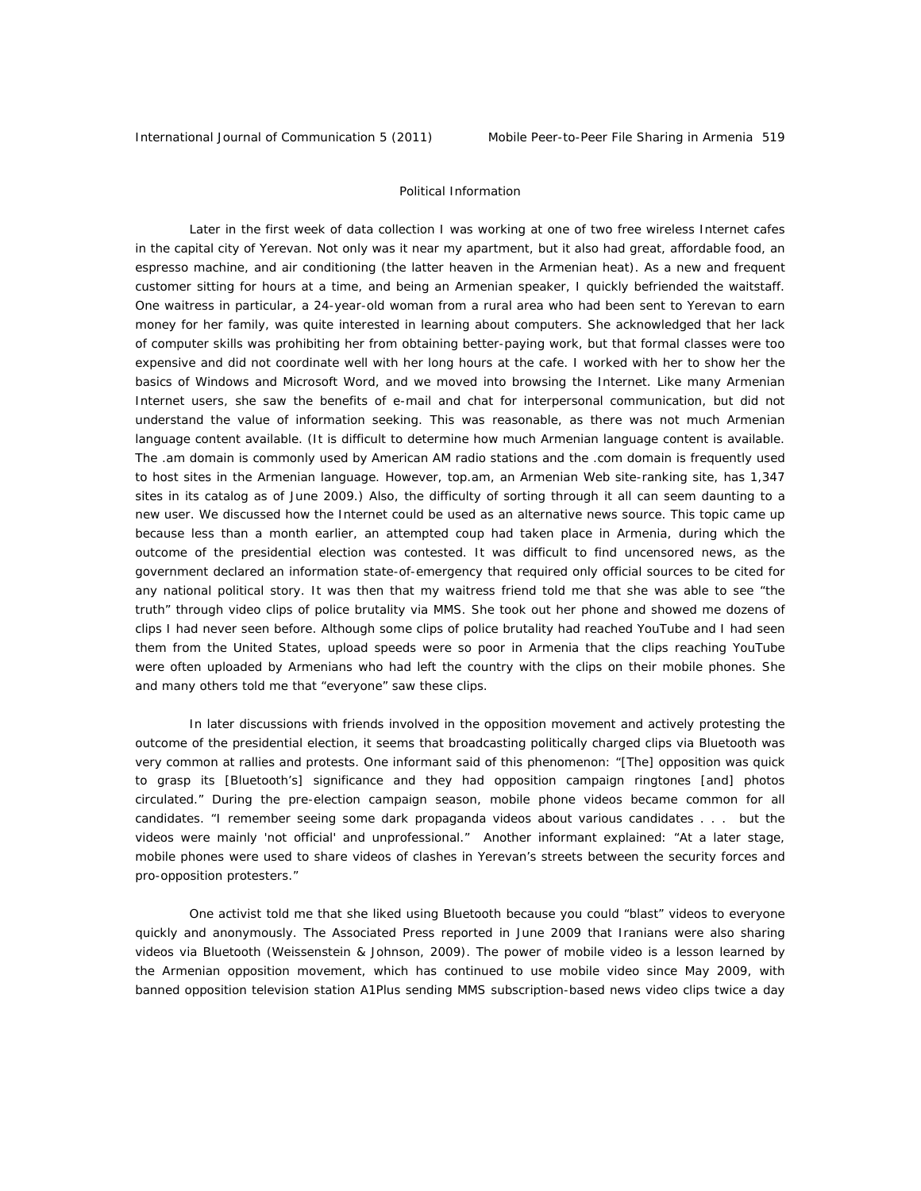## Political Information

Later in the first week of data collection I was working at one of two free wireless Internet cafes in the capital city of Yerevan. Not only was it near my apartment, but it also had great, affordable food, an espresso machine, and air conditioning (the latter heaven in the Armenian heat). As a new and frequent customer sitting for hours at a time, and being an Armenian speaker, I quickly befriended the waitstaff. One waitress in particular, a 24-year-old woman from a rural area who had been sent to Yerevan to earn money for her family, was quite interested in learning about computers. She acknowledged that her lack of computer skills was prohibiting her from obtaining better-paying work, but that formal classes were too expensive and did not coordinate well with her long hours at the cafe. I worked with her to show her the basics of Windows and Microsoft Word, and we moved into browsing the Internet. Like many Armenian Internet users, she saw the benefits of e-mail and chat for interpersonal communication, but did not understand the value of information seeking. This was reasonable, as there was not much Armenian language content available. (It is difficult to determine how much Armenian language content is available. The .am domain is commonly used by American AM radio stations and the .com domain is frequently used to host sites in the Armenian language. However, top.am, an Armenian Web site-ranking site, has 1,347 sites in its catalog as of June 2009.) Also, the difficulty of sorting through it all can seem daunting to a new user. We discussed how the Internet could be used as an alternative news source. This topic came up because less than a month earlier, an attempted coup had taken place in Armenia, during which the outcome of the presidential election was contested. It was difficult to find uncensored news, as the government declared an information state-of-emergency that required only official sources to be cited for any national political story. It was then that my waitress friend told me that she was able to see "the truth" through video clips of police brutality via MMS. She took out her phone and showed me dozens of clips I had never seen before. Although some clips of police brutality had reached YouTube and I had seen them from the United States, upload speeds were so poor in Armenia that the clips reaching YouTube were often uploaded by Armenians who had left the country with the clips on their mobile phones. She and many others told me that "everyone" saw these clips.

In later discussions with friends involved in the opposition movement and actively protesting the outcome of the presidential election, it seems that broadcasting politically charged clips via Bluetooth was very common at rallies and protests. One informant said of this phenomenon: "[The] opposition was quick to grasp its [Bluetooth's] significance and they had opposition campaign ringtones [and] photos circulated." During the pre-election campaign season, mobile phone videos became common for all candidates. "I remember seeing some dark propaganda videos about various candidates . . . but the videos were mainly 'not official' and unprofessional." Another informant explained: "At a later stage, mobile phones were used to share videos of clashes in Yerevan's streets between the security forces and pro-opposition protesters."

One activist told me that she liked using Bluetooth because you could "blast" videos to everyone quickly and anonymously. The Associated Press reported in June 2009 that Iranians were also sharing videos via Bluetooth (Weissenstein & Johnson, 2009). The power of mobile video is a lesson learned by the Armenian opposition movement, which has continued to use mobile video since May 2009, with banned opposition television station A1Plus sending MMS subscription-based news video clips twice a day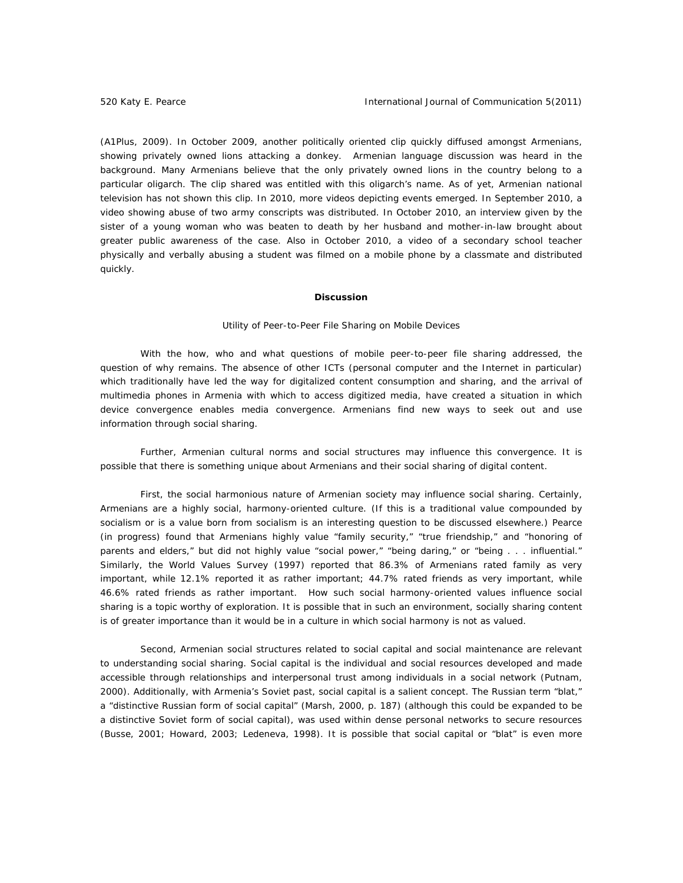(A1Plus, 2009). In October 2009, another politically oriented clip quickly diffused amongst Armenians, showing privately owned lions attacking a donkey. Armenian language discussion was heard in the background. Many Armenians believe that the only privately owned lions in the country belong to a particular oligarch. The clip shared was entitled with this oligarch's name. As of yet, Armenian national television has not shown this clip. In 2010, more videos depicting events emerged. In September 2010, a video showing abuse of two army conscripts was distributed. In October 2010, an interview given by the sister of a young woman who was beaten to death by her husband and mother-in-law brought about greater public awareness of the case. Also in October 2010, a video of a secondary school teacher physically and verbally abusing a student was filmed on a mobile phone by a classmate and distributed quickly.

## Discussion

### Utility of Peer-to-Peer File Sharing on Mobile Devices

With the how, who and what questions of mobile peer-to-peer file sharing addressed, the question of why remains. The absence of other ICTs (personal computer and the Internet in particular) which traditionally have led the way for digitalized content consumption and sharing, and the arrival of multimedia phones in Armenia with which to access digitized media, have created a situation in which device convergence enables media convergence. Armenians find new ways to seek out and use information through social sharing.

Further, Armenian cultural norms and social structures may influence this convergence. It is possible that there is something unique about Armenians and their social sharing of digital content.

First, the social harmonious nature of Armenian society may influence social sharing. Certainly, Armenians are a highly social, harmony-oriented culture. (If this is a traditional value compounded by socialism or is a value born from socialism is an interesting question to be discussed elsewhere.) Pearce (in progress) found that Armenians highly value "family security," "true friendship," and "honoring of parents and elders," but did not highly value "social power," "being daring," or "being . . . influential." Similarly, the World Values Survey (1997) reported that 86.3% of Armenians rated family as very important, while 12.1% reported it as rather important; 44.7% rated friends as very important, while 46.6% rated friends as rather important. How such social harmony-oriented values influence social sharing is a topic worthy of exploration. It is possible that in such an environment, socially sharing content is of greater importance than it would be in a culture in which social harmony is not as valued.

Second, Armenian social structures related to social capital and social maintenance are relevant to understanding social sharing. Social capital is the individual and social resources developed and made accessible through relationships and interpersonal trust among individuals in a social network (Putnam, 2000). Additionally, with Armenia's Soviet past, social capital is a salient concept. The Russian term "blat," a "distinctive Russian form of social capital" (Marsh, 2000, p. 187) (although this could be expanded to be a distinctive Soviet form of social capital), was used within dense personal networks to secure resources (Busse, 2001; Howard, 2003; Ledeneva, 1998). It is possible that social capital or "blat" is even more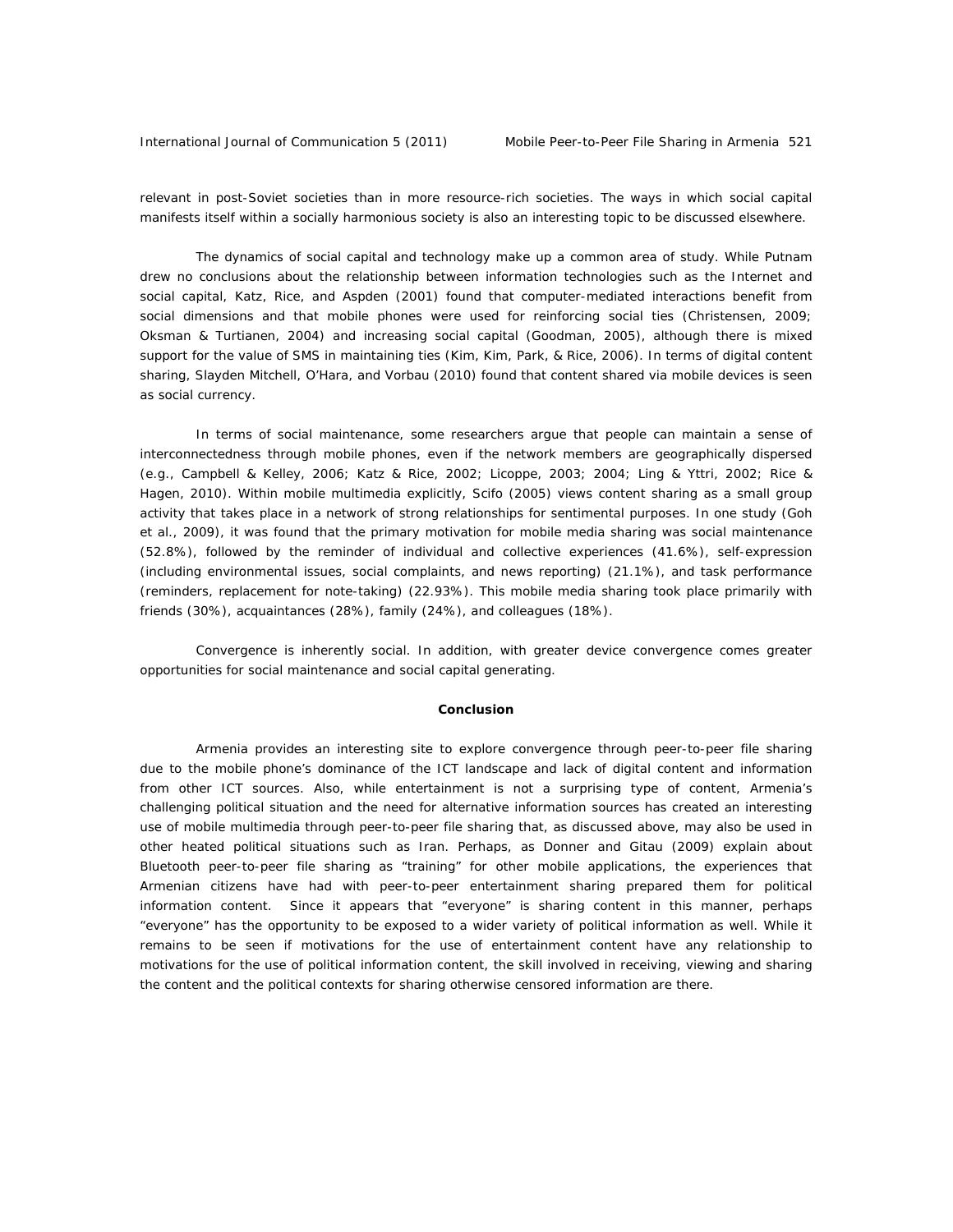relevant in post-Soviet societies than in more resource-rich societies. The ways in which social capital manifests itself within a socially harmonious society is also an interesting topic to be discussed elsewhere.

The dynamics of social capital and technology make up a common area of study. While Putnam drew no conclusions about the relationship between information technologies such as the Internet and social capital, Katz, Rice, and Aspden (2001) found that computer-mediated interactions benefit from social dimensions and that mobile phones were used for reinforcing social ties (Christensen, 2009; Oksman & Turtianen, 2004) and increasing social capital (Goodman, 2005), although there is mixed support for the value of SMS in maintaining ties (Kim, Kim, Park, & Rice, 2006). In terms of digital content sharing, Slayden Mitchell, O'Hara, and Vorbau (2010) found that content shared via mobile devices is seen as social currency.

In terms of social maintenance, some researchers argue that people can maintain a sense of interconnectedness through mobile phones, even if the network members are geographically dispersed (e.g., Campbell & Kelley, 2006; Katz & Rice, 2002; Licoppe, 2003; 2004; Ling & Yttri, 2002; Rice & Hagen, 2010). Within mobile multimedia explicitly, Scifo (2005) views content sharing as a small group activity that takes place in a network of strong relationships for sentimental purposes. In one study (Goh et al., 2009), it was found that the primary motivation for mobile media sharing was social maintenance (52.8%), followed by the reminder of individual and collective experiences (41.6%), self-expression (including environmental issues, social complaints, and news reporting) (21.1%), and task performance (reminders, replacement for note-taking) (22.93%). This mobile media sharing took place primarily with friends (30%), acquaintances (28%), family (24%), and colleagues (18%).

Convergence is inherently social. In addition, with greater device convergence comes greater opportunities for social maintenance and social capital generating.

## Conclusion

Armenia provides an interesting site to explore convergence through peer-to-peer file sharing due to the mobile phone's dominance of the ICT landscape and lack of digital content and information from other ICT sources. Also, while entertainment is not a surprising type of content, Armenia's challenging political situation and the need for alternative information sources has created an interesting use of mobile multimedia through peer-to-peer file sharing that, as discussed above, may also be used in other heated political situations such as Iran. Perhaps, as Donner and Gitau (2009) explain about Bluetooth peer-to-peer file sharing as "training" for other mobile applications, the experiences that Armenian citizens have had with peer-to-peer entertainment sharing prepared them for political information content. Since it appears that "everyone" is sharing content in this manner, perhaps "everyone" has the opportunity to be exposed to a wider variety of political information as well. While it remains to be seen if motivations for the use of entertainment content have any relationship to motivations for the use of political information content, the skill involved in receiving, viewing and sharing the content and the political contexts for sharing otherwise censored information are there.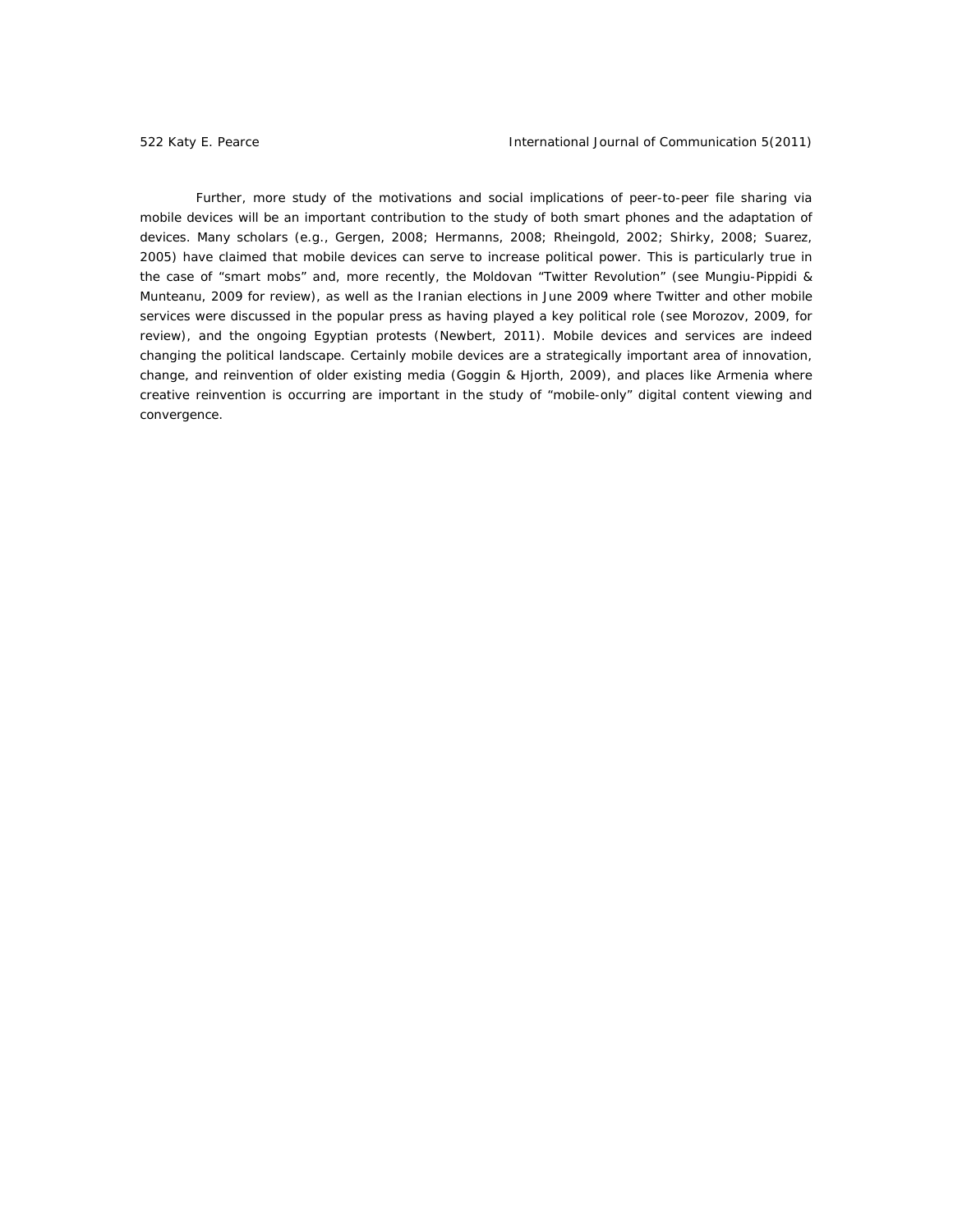Further, more study of the motivations and social implications of peer-to-peer file sharing via mobile devices will be an important contribution to the study of both smart phones and the adaptation of devices. Many scholars (e.g., Gergen, 2008; Hermanns, 2008; Rheingold, 2002; Shirky, 2008; Suarez, 2005) have claimed that mobile devices can serve to increase political power. This is particularly true in the case of "smart mobs" and, more recently, the Moldovan "Twitter Revolution" (see Mungiu-Pippidi & Munteanu, 2009 for review), as well as the Iranian elections in June 2009 where Twitter and other mobile services were discussed in the popular press as having played a key political role (see Morozov, 2009, for review), and the ongoing Egyptian protests (Newbert, 2011). Mobile devices and services are indeed changing the political landscape. Certainly mobile devices are a strategically important area of innovation, change, and reinvention of older existing media (Goggin & Hjorth, 2009), and places like Armenia where creative reinvention is occurring are important in the study of "mobile-only" digital content viewing and convergence.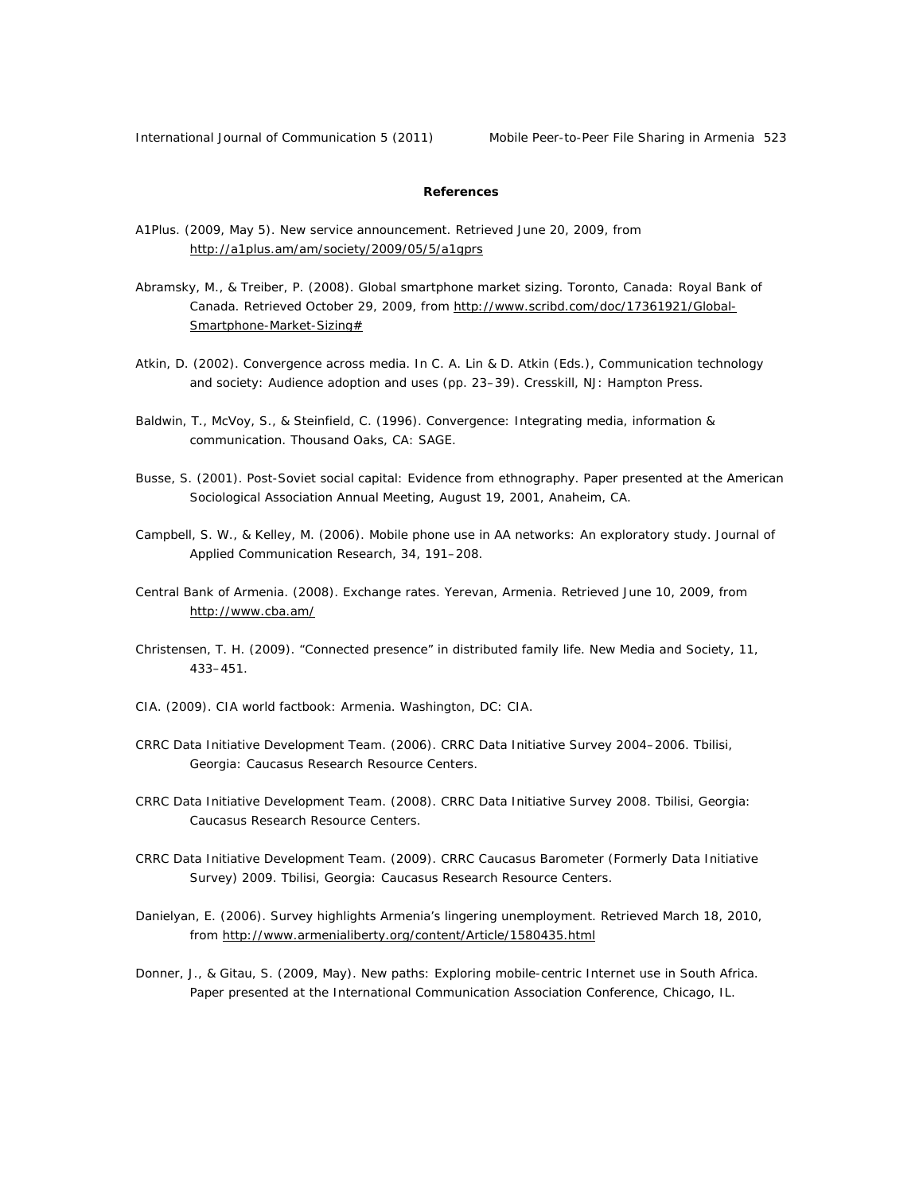**References**

A1Plus. (2009, May 5). New service announcement. Retrieved June 20, 2009, from http://a1plus.am/am/society/2009/05/5/a1gprs

Abramsky, M., & Treiber, P. (2008). Global smartphone market sizing. Toronto, Canada: Royal Bank of Canada. Retrieved October 29, 2009, from http://www.scribd.com/doc/17361921/Global-Smartphone-Market-Sizing#

Atkin, D. (2002). Convergence across media. In C. A. Lin & D. Atkin (Eds.), Communication technology and society: Audience adoption and uses (pp. 23–39). Cresskill, NJ: Hampton Press.

Baldwin, T., McVoy, S., & Steinfield, C. (1996). Convergence: Integrating media, information & communication. Thousand Oaks, CA: SAGE.

Busse, S. (2001). Post-Soviet social capital: Evidence from ethnography. Paper presented at the American Sociological Association Annual Meeting, August 19, 2001, Anaheim, CA.

Campbell, S. W., & Kelley, M. (2006). Mobile phone use in AA networks: An exploratory study. Journal of Applied Communication Research, 34, 191–208.

Central Bank of Armenia. (2008). Exchange rates. Yerevan, Armenia. Retrieved June 10, 2009, from http://www.cba.am/

Christensen, T. H. (2009). "Connected presence" in distributed family life. New Media and Society, 11, 433–451.

CIA. (2009). CIA world factbook: Armenia. Washington, DC: CIA.

CRRC Data Initiative Development Team. (2006). CRRC Data Initiative Survey 2004–2006. Tbilisi, Georgia: Caucasus Research Resource Centers.

CRRC Data Initiative Development Team. (2008). CRRC Data Initiative Survey 2008. Tbilisi, Georgia: Caucasus Research Resource Centers.

CRRC Data Initiative Development Team. (2009). CRRC Caucasus Barometer (Formerly Data Initiative Survey) 2009. Tbilisi, Georgia: Caucasus Research Resource Centers.

Danielyan, E. (2006). Survey highlights Armenia's lingering unemployment. Retrieved March 18, 2010, from http://www.armenialiberty.org/content/Article/1580435.html

Donner, J., & Gitau, S. (2009, May). New paths: Exploring mobile-centric Internet use in South Africa. Paper presented at the International Communication Association Conference, Chicago, IL.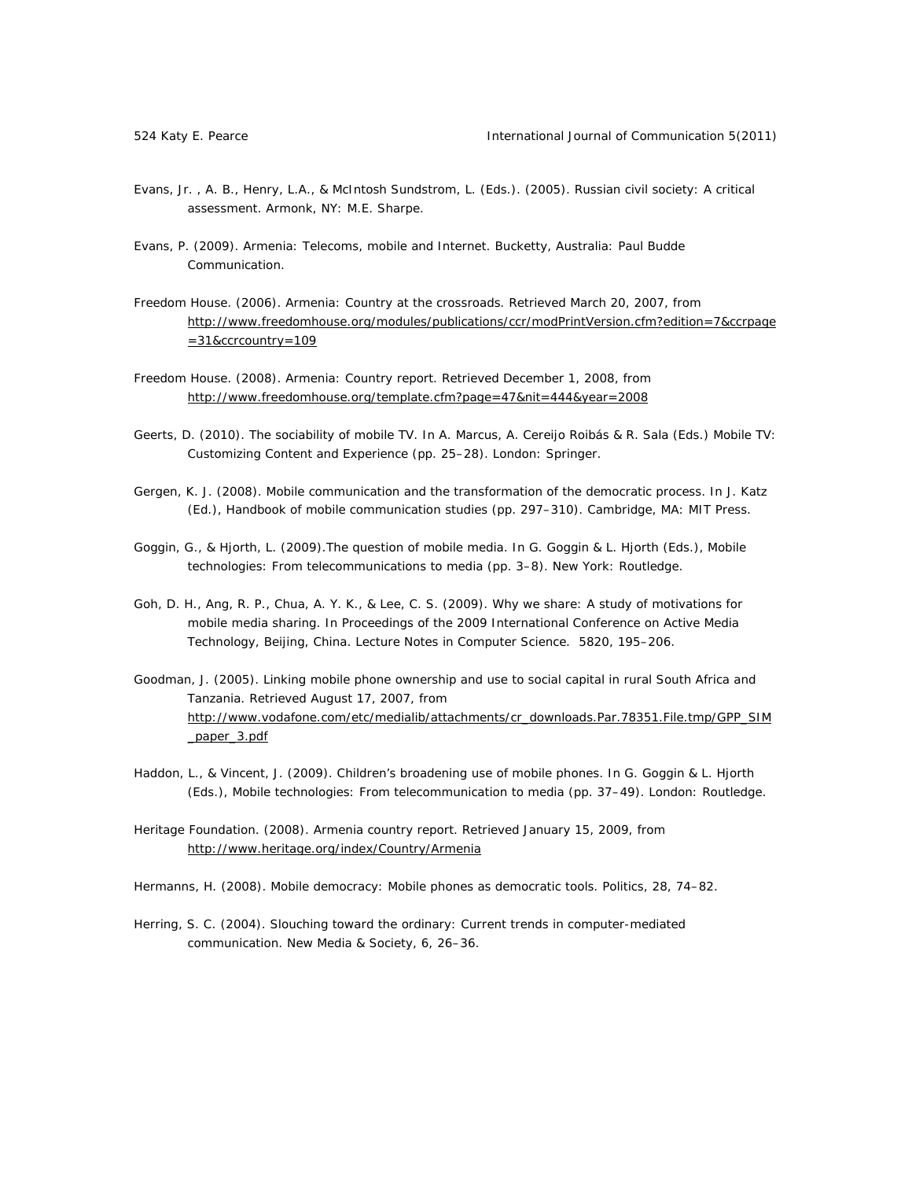Evans, Jr. , A. B., Henry, L.A., & McIntosh Sundstrom, L. (Eds.). (2005). Russian civil society: A critical assessment. Armonk, NY: M.E. Sharpe.

Evans, P. (2009). Armenia: Telecoms, mobile and Internet. Bucketty, Australia: Paul Budde Communication.

Freedom House. (2006). Armenia: Country at the crossroads. Retrieved March 20, 2007, from http://www.freedomhouse.org/modules/publications/ccr/modPrintVersion.cfm?edition=7&ccrpage=31&ccrcountry=109

Freedom House. (2008). Armenia: Country report. Retrieved December 1, 2008, from http://www.freedomhouse.org/template.cfm?page=47&nit=444&year=2008

Geerts, D. (2010). The sociability of mobile TV. In A. Marcus, A. Cereijo Roibás & R. Sala (Eds.) Mobile TV: Customizing Content and Experience (pp. 25–28). London: Springer.

Gergen, K. J. (2008). Mobile communication and the transformation of the democratic process. In J. Katz (Ed.), Handbook of mobile communication studies (pp. 297–310). Cambridge, MA: MIT Press.

Goggin, G., & Hjorth, L. (2009).The question of mobile media. In G. Goggin & L. Hjorth (Eds.), Mobile technologies: From telecommunications to media (pp. 3–8). New York: Routledge.

Goh, D. H., Ang, R. P., Chua, A. Y. K., & Lee, C. S. (2009). Why we share: A study of motivations for mobile media sharing. In Proceedings of the 2009 International Conference on Active Media Technology, Beijing, China. Lecture Notes in Computer Science. 5820, 195–206.

Goodman, J. (2005). Linking mobile phone ownership and use to social capital in rural South Africa and Tanzania. Retrieved August 17, 2007, from http://www.vodafone.com/etc/medialib/attachments/cr_downloads.Par.78351.File.tmp/GPP_SIM_paper_3.pdf

Haddon, L., & Vincent, J. (2009). Children's broadening use of mobile phones. In G. Goggin & L. Hjorth (Eds.), Mobile technologies: From telecommunication to media (pp. 37–49). London: Routledge.

Heritage Foundation. (2008). Armenia country report. Retrieved January 15, 2009, from http://www.heritage.org/index/Country/Armenia

Hermanns, H. (2008). Mobile democracy: Mobile phones as democratic tools. Politics, 28, 74–82.

Herring, S. C. (2004). Slouching toward the ordinary: Current trends in computer-mediated communication. New Media & Society, 6, 26–36.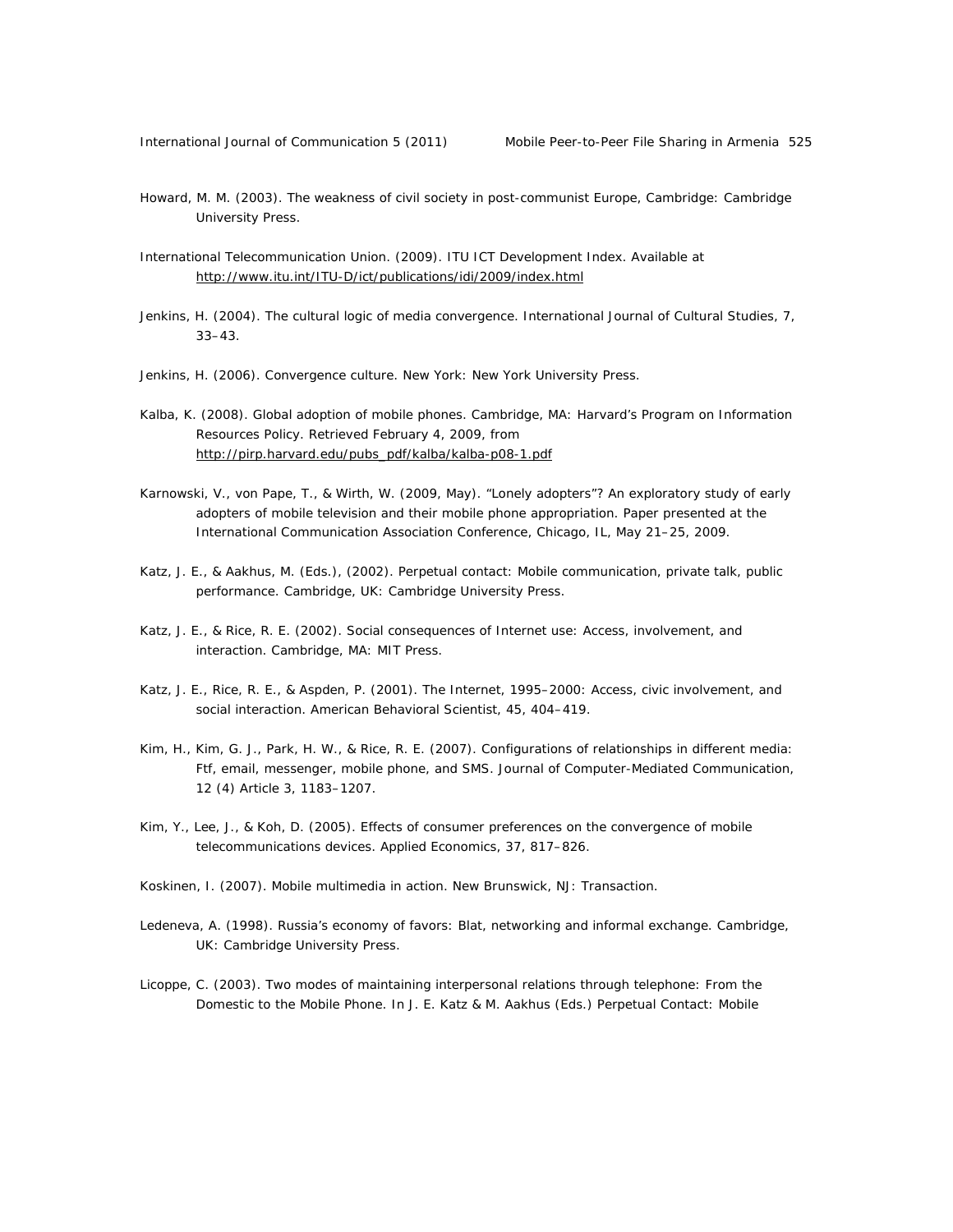Howard, M. M. (2003). The weakness of civil society in post-communist Europe, Cambridge: Cambridge University Press.

International Telecommunication Union. (2009). ITU ICT Development Index. Available at http://www.itu.int/ITU-D/ict/publications/idi/2009/index.html

Jenkins, H. (2004). The cultural logic of media convergence. International Journal of Cultural Studies, 7, 33–43.

Jenkins, H. (2006). Convergence culture. New York: New York University Press.

Kalba, K. (2008). Global adoption of mobile phones. Cambridge, MA: Harvard's Program on Information Resources Policy. Retrieved February 4, 2009, from http://pirp.harvard.edu/pubs_pdf/kalba/kalba-p08-1.pdf

Karnowski, V., von Pape, T., & Wirth, W. (2009, May). "Lonely adopters"? An exploratory study of early adopters of mobile television and their mobile phone appropriation. Paper presented at the International Communication Association Conference, Chicago, IL, May 21–25, 2009.

Katz, J. E., & Aakhus, M. (Eds.), (2002). Perpetual contact: Mobile communication, private talk, public performance. Cambridge, UK: Cambridge University Press.

Katz, J. E., & Rice, R. E. (2002). Social consequences of Internet use: Access, involvement, and interaction. Cambridge, MA: MIT Press.

Katz, J. E., Rice, R. E., & Aspden, P. (2001). The Internet, 1995–2000: Access, civic involvement, and social interaction. American Behavioral Scientist, 45, 404–419.

Kim, H., Kim, G. J., Park, H. W., & Rice, R. E. (2007). Configurations of relationships in different media: Ftf, email, messenger, mobile phone, and SMS. Journal of Computer-Mediated Communication, 12 (4) Article 3, 1183–1207.

Kim, Y., Lee, J., & Koh, D. (2005). Effects of consumer preferences on the convergence of mobile telecommunications devices. Applied Economics, 37, 817–826.

Koskinen, I. (2007). Mobile multimedia in action. New Brunswick, NJ: Transaction.

Ledeneva, A. (1998). Russia's economy of favors: Blat, networking and informal exchange. Cambridge, UK: Cambridge University Press.

Licoppe, C. (2003). Two modes of maintaining interpersonal relations through telephone: From the Domestic to the Mobile Phone. In J. E. Katz & M. Aakhus (Eds.) Perpetual Contact: Mobile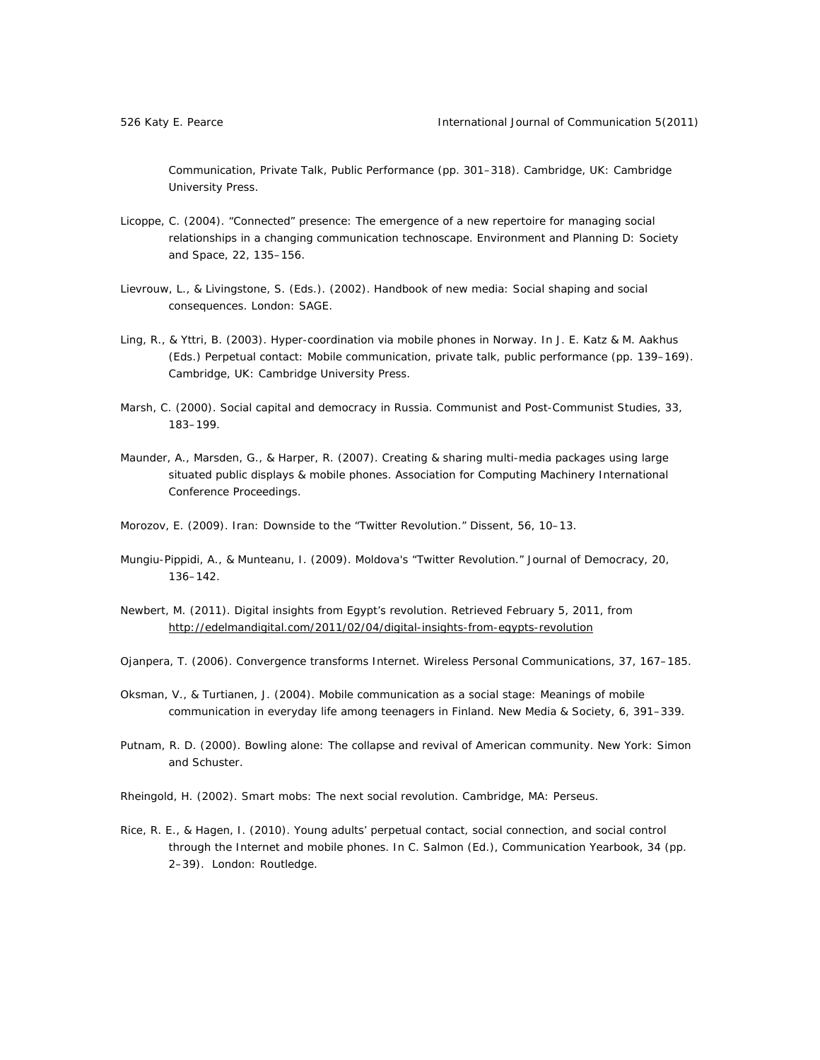Communication, Private Talk, Public Performance (pp. 301–318). Cambridge, UK: Cambridge University Press.

Licoppe, C. (2004). "Connected" presence: The emergence of a new repertoire for managing social relationships in a changing communication technoscape. Environment and Planning D: Society and Space, 22, 135–156.

Lievrouw, L., & Livingstone, S. (Eds.). (2002). Handbook of new media: Social shaping and social consequences. London: SAGE.

Ling, R., & Yttri, B. (2003). Hyper-coordination via mobile phones in Norway. In J. E. Katz & M. Aakhus (Eds.) Perpetual contact: Mobile communication, private talk, public performance (pp. 139–169). Cambridge, UK: Cambridge University Press.

Marsh, C. (2000). Social capital and democracy in Russia. Communist and Post-Communist Studies, 33, 183–199.

Maunder, A., Marsden, G., & Harper, R. (2007). Creating & sharing multi-media packages using large situated public displays & mobile phones. Association for Computing Machinery International Conference Proceedings.

Morozov, E. (2009). Iran: Downside to the "Twitter Revolution." Dissent, 56, 10–13.

Mungiu-Pippidi, A., & Munteanu, I. (2009). Moldova's "Twitter Revolution." Journal of Democracy, 20, 136–142.

Newbert, M. (2011). Digital insights from Egypt's revolution. Retrieved February 5, 2011, from http://edelmandigital.com/2011/02/04/digital-insights-from-egypts-revolution

Ojanpera, T. (2006). Convergence transforms Internet. Wireless Personal Communications, 37, 167–185.

Oksman, V., & Turtianen, J. (2004). Mobile communication as a social stage: Meanings of mobile communication in everyday life among teenagers in Finland. New Media & Society, 6, 391–339.

Putnam, R. D. (2000). Bowling alone: The collapse and revival of American community. New York: Simon and Schuster.

Rheingold, H. (2002). Smart mobs: The next social revolution. Cambridge, MA: Perseus.

Rice, R. E., & Hagen, I. (2010). Young adults' perpetual contact, social connection, and social control through the Internet and mobile phones. In C. Salmon (Ed.), Communication Yearbook, 34 (pp. 2–39). London: Routledge.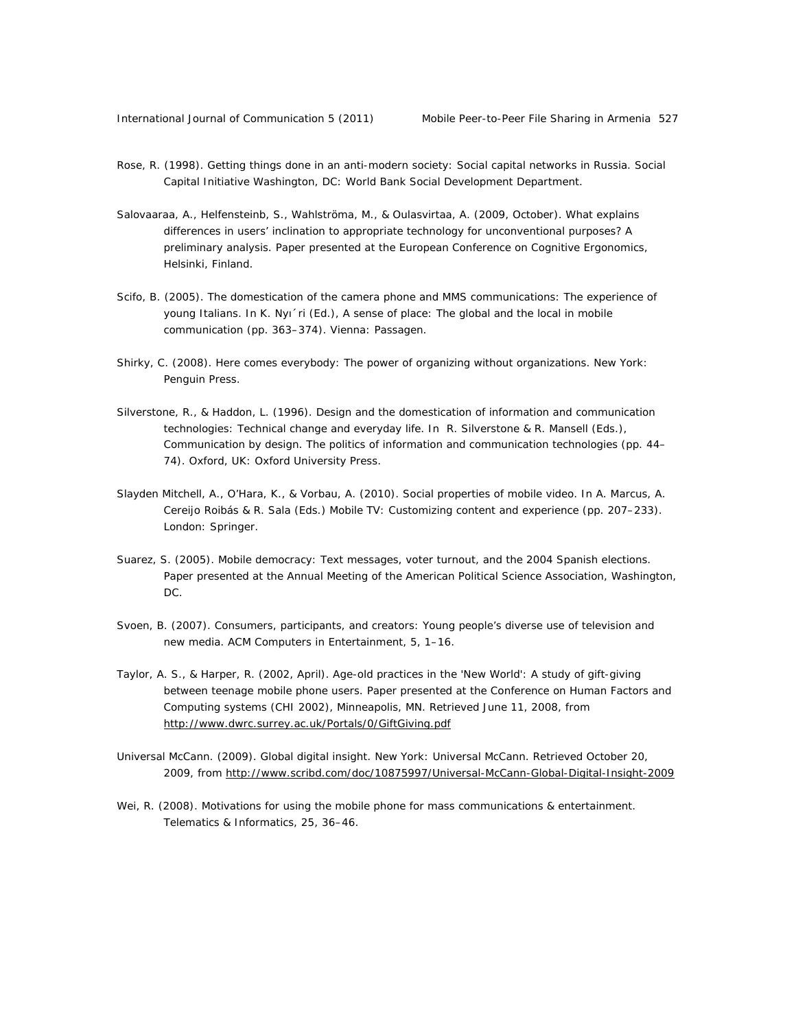Rose, R. (1998). Getting things done in an anti-modern society: Social capital networks in Russia. Social Capital Initiative Washington, DC: World Bank Social Development Department.

Salovaaraa, A., Helfensteinb, S., Wahlströma, M., & Oulasvirtaa, A. (2009, October). What explains differences in users' inclination to appropriate technology for unconventional purposes? A preliminary analysis. Paper presented at the European Conference on Cognitive Ergonomics, Helsinki, Finland.

Scifo, B. (2005). The domestication of the camera phone and MMS communications: The experience of young Italians. In K. Nyı´ri (Ed.), A sense of place: The global and the local in mobile communication (pp. 363–374). Vienna: Passagen.

Shirky, C. (2008). Here comes everybody: The power of organizing without organizations. New York: Penguin Press.

Silverstone, R., & Haddon, L. (1996). Design and the domestication of information and communication technologies: Technical change and everyday life. In R. Silverstone & R. Mansell (Eds.), Communication by design. The politics of information and communication technologies (pp. 44–74). Oxford, UK: Oxford University Press.

Slayden Mitchell, A., O'Hara, K., & Vorbau, A. (2010). Social properties of mobile video. In A. Marcus, A. Cereijo Roibás & R. Sala (Eds.) Mobile TV: Customizing content and experience (pp. 207–233). London: Springer.

Suarez, S. (2005). Mobile democracy: Text messages, voter turnout, and the 2004 Spanish elections. Paper presented at the Annual Meeting of the American Political Science Association, Washington, DC.

Svoen, B. (2007). Consumers, participants, and creators: Young people's diverse use of television and new media. ACM Computers in Entertainment, 5, 1–16.

Taylor, A. S., & Harper, R. (2002, April). Age-old practices in the 'New World': A study of gift-giving between teenage mobile phone users. Paper presented at the Conference on Human Factors and Computing systems (CHI 2002), Minneapolis, MN. Retrieved June 11, 2008, from http://www.dwrc.surrey.ac.uk/Portals/0/GiftGiving.pdf

Universal McCann. (2009). Global digital insight. New York: Universal McCann. Retrieved October 20, 2009, from http://www.scribd.com/doc/10875997/Universal-McCann-Global-Digital-Insight-2009

Wei, R. (2008). Motivations for using the mobile phone for mass communications & entertainment. Telematics & Informatics, 25, 36–46.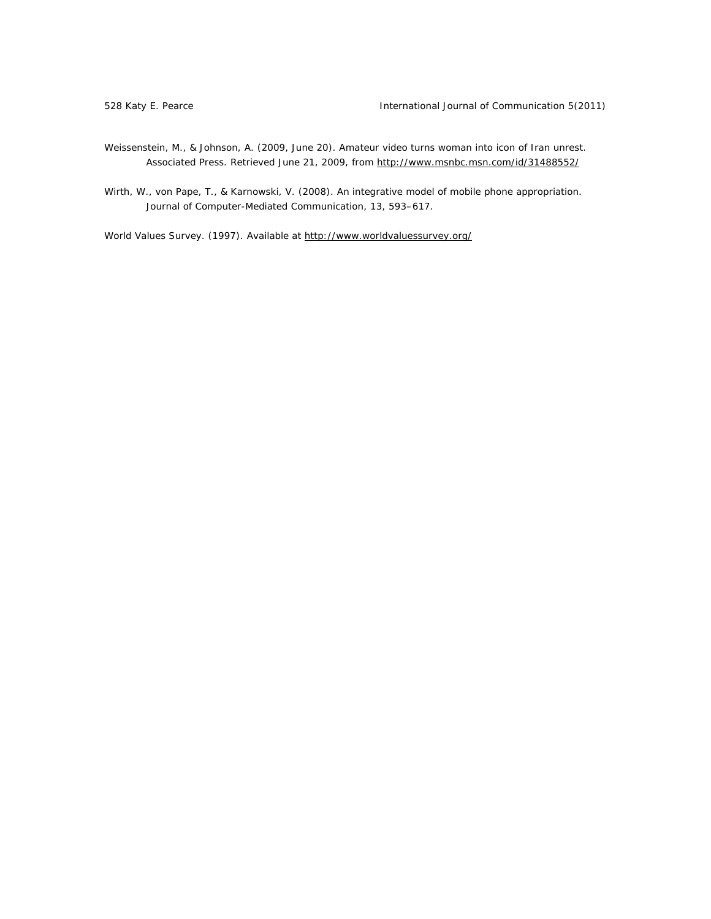Weissenstein, M., & Johnson, A. (2009, June 20). Amateur video turns woman into icon of Iran unrest. Associated Press. Retrieved June 21, 2009, from http://www.msnbc.msn.com/id/31488552/

Wirth, W., von Pape, T., & Karnowski, V. (2008). An integrative model of mobile phone appropriation. Journal of Computer-Mediated Communication, 13, 593–617.

World Values Survey. (1997). Available at http://www.worldvaluessurvey.org/